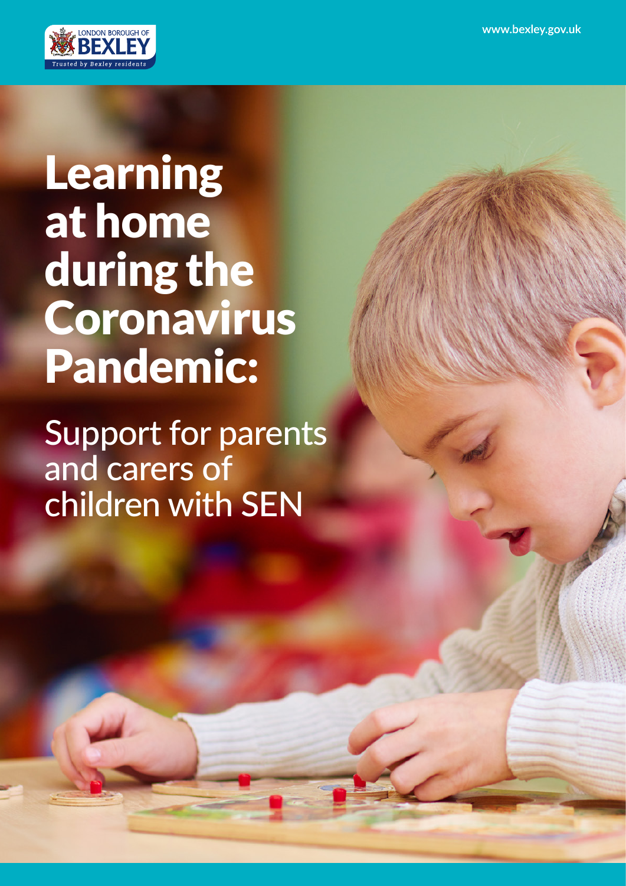LONDON BOROUGH OF BEXLEY

*Trusted by Bexley residents*

www.bexley.gov.uk

# Learning at home during the Coronavirus Pandemic:

## Support for parents and carers of children with SEN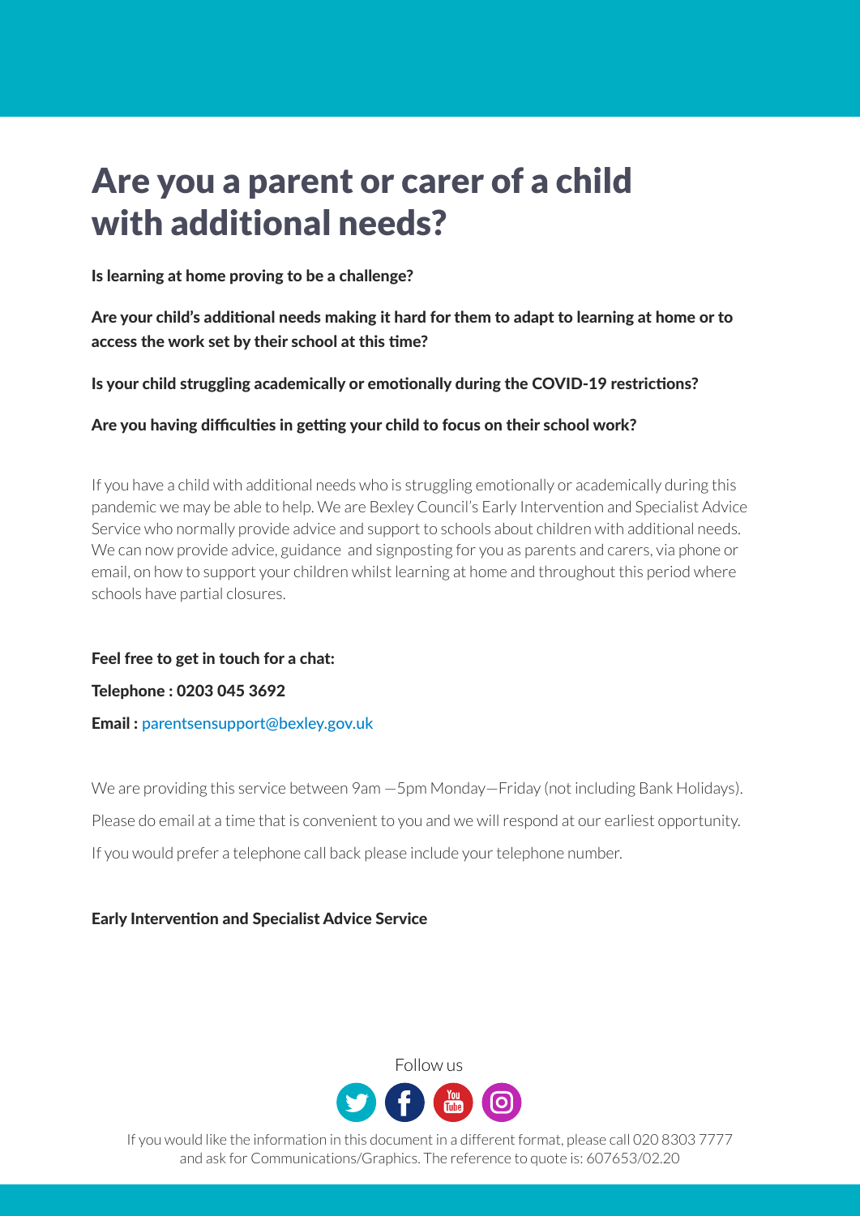# Are you a parent or carer of a child with additional needs?

**Is learning at home proving to be a challenge?**

**Are your child's additional needs making it hard for them to adapt to learning at home or to access the work set by their school at this time?**

**Is your child struggling academically or emotionally during the COVID-19 restrictions?**

**Are you having difficulties in getting your child to focus on their school work?**

If you have a child with additional needs who is struggling emotionally or academically during this pandemic we may be able to help. We are Bexley Council's Early Intervention and Specialist Advice Service who normally provide advice and support to schools about children with additional needs. We can now provide advice, guidance and signposting for you as parents and carers, via phone or email, on how to support your children whilst learning at home and throughout this period where schools have partial closures.

**Feel free to get in touch for a chat:**

**Telephone : 0203 045 3692**

**Email :** parentsensupport@bexley.gov.uk

We are providing this service between 9am —5pm Monday—Friday (not including Bank Holidays).

Please do email at a time that is convenient to you and we will respond at our earliest opportunity.

If you would prefer a telephone call back please include your telephone number.

**Early Intervention and Specialist Advice Service**

Follow us

If you would like the information in this document in a different format, please call 020 8303 7777 and ask for Communications/Graphics. The reference to quote is: 607653/02.20